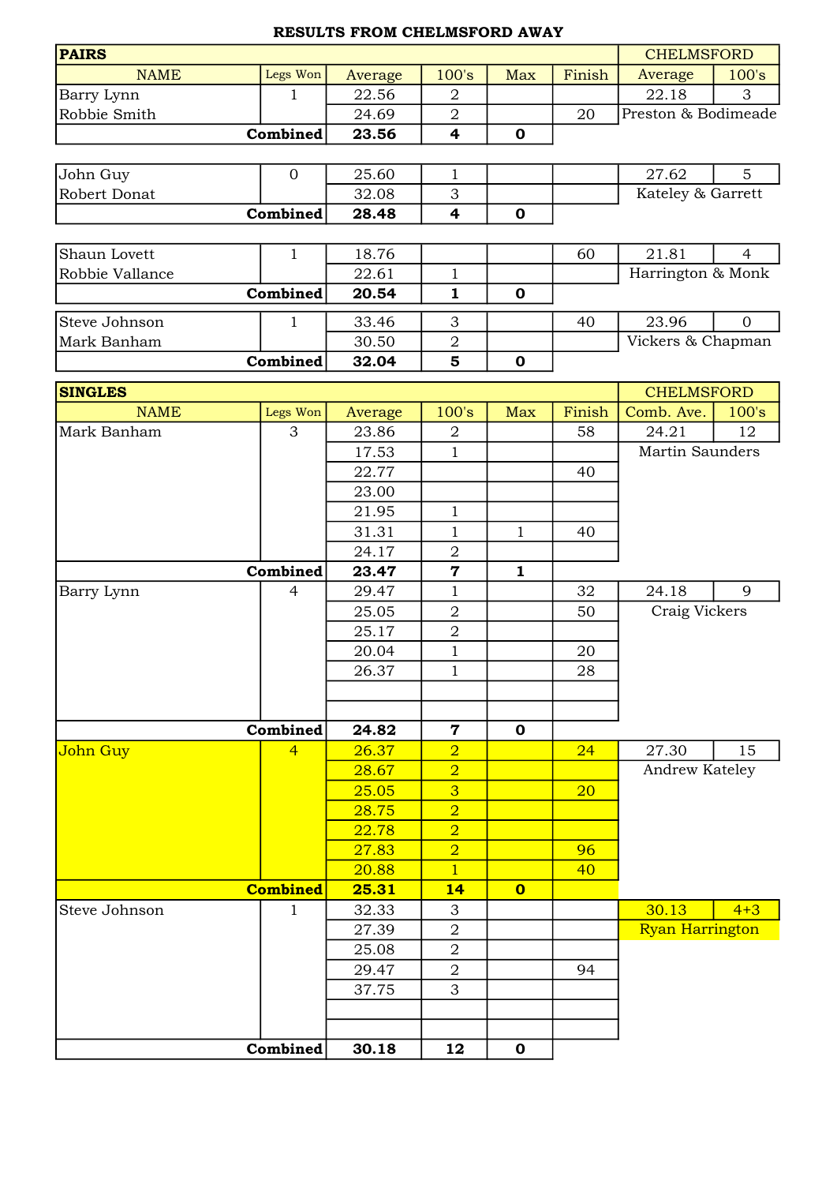**RESULTS FROM CHELMSFORD AWAY**

| **PAIRS** | | | | | | CHELMSFORD | |
|---|---|---|---|---|---|---|---|
| NAME | Legs Won | Average | 100's | Max | Finish | Average | 100's |
| Barry Lynn | 1 | 22.56 | 2 | | | 22.18 | 3 |
| Robbie Smith | | 24.69 | 2 | | 20 | Preston & Bodimeade | |
| **Combined** | | **23.56** | **4** | **0** | | | |
| John Guy | 0 | 25.60 | 1 | | | 27.62 | 5 |
| Robert Donat | | 32.08 | 3 | | | Kateley & Garrett | |
| **Combined** | | **28.48** | **4** | **0** | | | |
| Shaun Lovett | 1 | 18.76 | | | 60 | 21.81 | 4 |
| Robbie Vallance | | 22.61 | 1 | | | Harrington & Monk | |
| **Combined** | | **20.54** | **1** | **0** | | | |
| Steve Johnson | 1 | 33.46 | 3 | | 40 | 23.96 | 0 |
| Mark Banham | | 30.50 | 2 | | | Vickers & Chapman | |
| **Combined** | | **32.04** | **5** | **0** | | | |

| **SINGLES** | | | | | | CHELMSFORD | |
|---|---|---|---|---|---|---|---|
| NAME | Legs Won | Average | 100's | Max | Finish | Comb. Ave. | 100's |
| Mark Banham | 3 | 23.86 | 2 | | 58 | 24.21 | 12 |
| | | 17.53 | 1 | | | Martin Saunders | |
| | | 22.77 | | | 40 | | |
| | | 23.00 | | | | | |
| | | 21.95 | 1 | | | | |
| | | 31.31 | 1 | 1 | 40 | | |
| | | 24.17 | 2 | | | | |
| **Combined** | | **23.47** | **7** | **1** | | | |
| Barry Lynn | 4 | 29.47 | 1 | | 32 | 24.18 | 9 |
| | | 25.05 | 2 | | 50 | Craig Vickers | |
| | | 25.17 | 2 | | | | |
| | | 20.04 | 1 | | 20 | | |
| | | 26.37 | 1 | | 28 | | |
| | | | | | | | |
| | | | | | | | |
| **Combined** | | **24.82** | **7** | **0** | | | |
| John Guy | 4 | 26.37 | 2 | | 24 | 27.30 | 15 |
| | | 28.67 | 2 | | | Andrew Kateley | |
| | | 25.05 | 3 | | 20 | | |
| | | 28.75 | 2 | | | | |
| | | 22.78 | 2 | | | | |
| | | 27.83 | 2 | | 96 | | |
| | | 20.88 | 1 | | 40 | | |
| **Combined** | | **25.31** | **14** | **0** | | | |
| Steve Johnson | 1 | 32.33 | 3 | | | 30.13 | 4+3 |
| | | 27.39 | 2 | | | Ryan Harrington | |
| | | 25.08 | 2 | | | | |
| | | 29.47 | 2 | | 94 | | |
| | | 37.75 | 3 | | | | |
| | | | | | | | |
| | | | | | | | |
| **Combined** | | **30.18** | **12** | **0** | | | |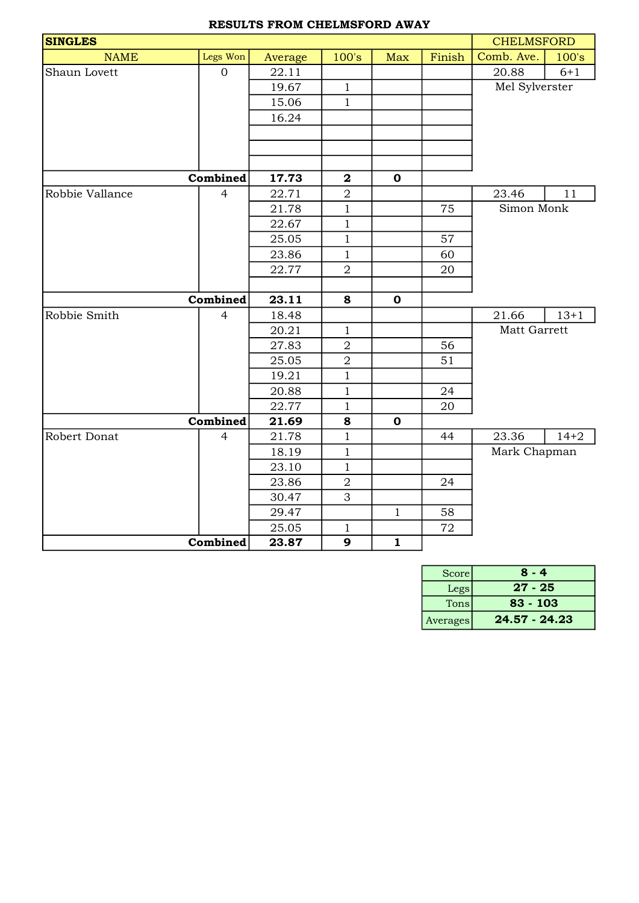**RESULTS FROM CHELMSFORD AWAY**

| **SINGLES** | | | | | | CHELMSFORD | |
|---|---|---|---|---|---|---|---|
| NAME | Legs Won | Average | 100's | Max | Finish | Comb. Ave. | 100's |
| Shaun Lovett | 0 | 22.11 | | | | 20.88 | 6+1 |
| | | 19.67 | 1 | | | Mel Sylverster | |
| | | 15.06 | 1 | | | | |
| | | 16.24 | | | | | |
| | | | | | | | |
| | | | | | | | |
| | | | | | | | |
| | **Combined** | **17.73** | **2** | **0** | | | |
| Robbie Vallance | 4 | 22.71 | 2 | | | 23.46 | 11 |
| | | 21.78 | 1 | | 75 | Simon Monk | |
| | | 22.67 | 1 | | | | |
| | | 25.05 | 1 | | 57 | | |
| | | 23.86 | 1 | | 60 | | |
| | | 22.77 | 2 | | 20 | | |
| | | | | | | | |
| | **Combined** | **23.11** | **8** | **0** | | | |
| Robbie Smith | 4 | 18.48 | | | | 21.66 | 13+1 |
| | | 20.21 | 1 | | | Matt Garrett | |
| | | 27.83 | 2 | | 56 | | |
| | | 25.05 | 2 | | 51 | | |
| | | 19.21 | 1 | | | | |
| | | 20.88 | 1 | | 24 | | |
| | | 22.77 | 1 | | 20 | | |
| | **Combined** | **21.69** | **8** | **0** | | | |
| Robert Donat | 4 | 21.78 | 1 | | 44 | 23.36 | 14+2 |
| | | 18.19 | 1 | | | Mark Chapman | |
| | | 23.10 | 1 | | | | |
| | | 23.86 | 2 | | 24 | | |
| | | 30.47 | 3 | | | | |
| | | 29.47 | | 1 | 58 | | |
| | | 25.05 | 1 | | 72 | | |
| | **Combined** | **23.87** | **9** | **1** | | | |

| | |
|---|---|
| Score | **8 - 4** |
| Legs | **27 - 25** |
| Tons | **83 - 103** |
| Averages | **24.57 - 24.23** |